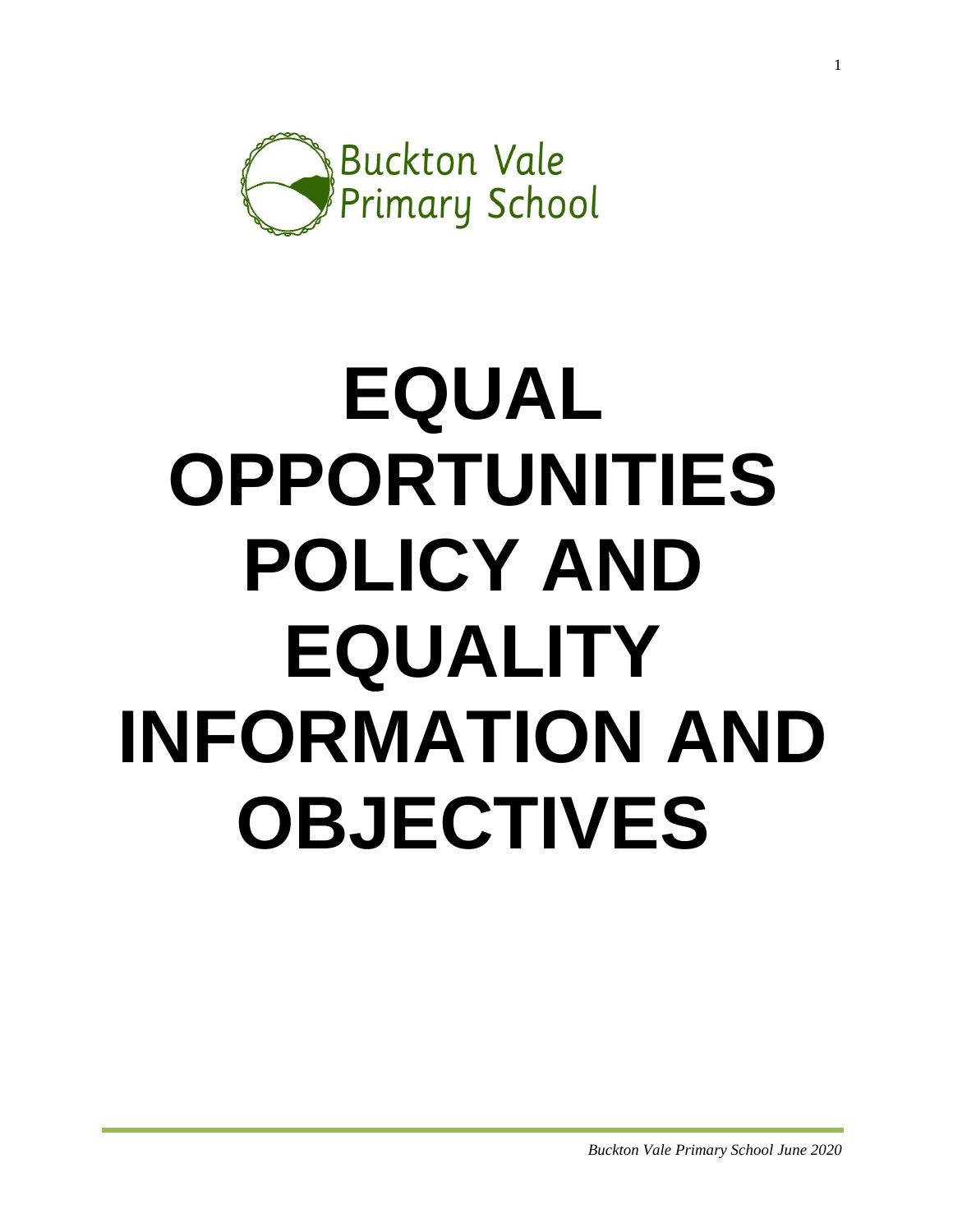Buckton Vale
Primary School

# EQUAL OPPORTUNITIES POLICY AND EQUALITY INFORMATION AND OBJECTIVES

*Buckton Vale Primary School June 2020*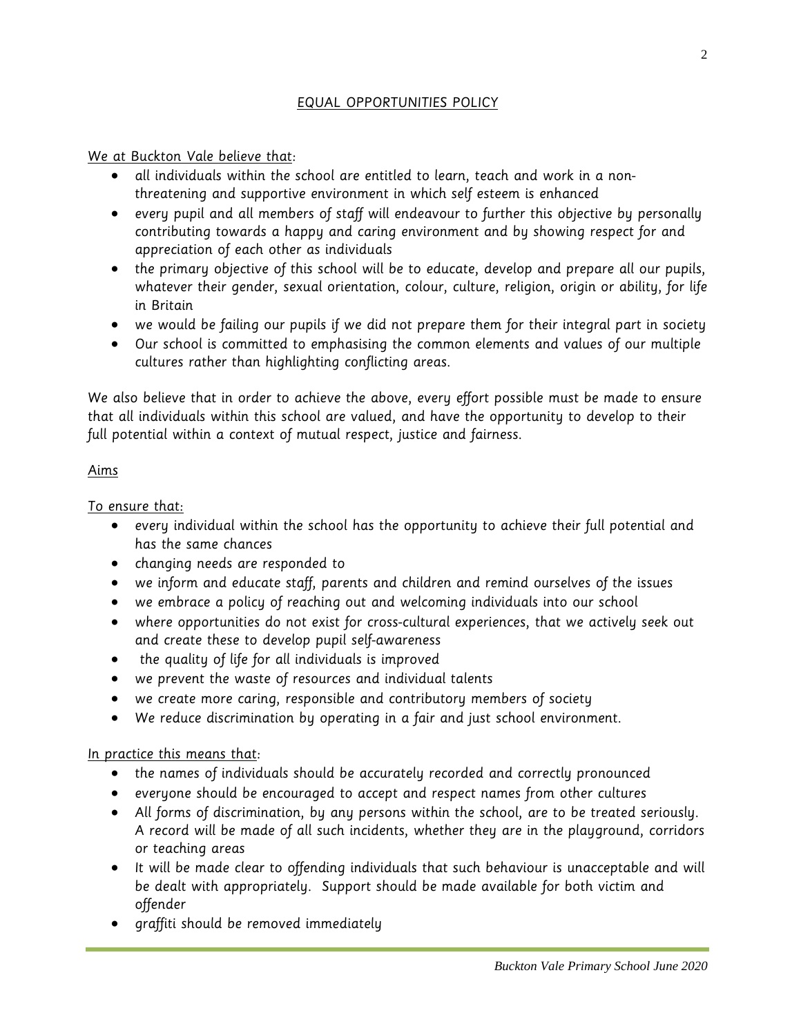## EQUAL OPPORTUNITIES POLICY

We at Buckton Vale believe that:

- all individuals within the school are entitled to learn, teach and work in a non-threatening and supportive environment in which self esteem is enhanced
- every pupil and all members of staff will endeavour to further this objective by personally contributing towards a happy and caring environment and by showing respect for and appreciation of each other as individuals
- the primary objective of this school will be to educate, develop and prepare all our pupils, whatever their gender, sexual orientation, colour, culture, religion, origin or ability, for life in Britain
- we would be failing our pupils if we did not prepare them for their integral part in society
- Our school is committed to emphasising the common elements and values of our multiple cultures rather than highlighting conflicting areas.

We also believe that in order to achieve the above, every effort possible must be made to ensure that all individuals within this school are valued, and have the opportunity to develop to their full potential within a context of mutual respect, justice and fairness.

### Aims

To ensure that:

- every individual within the school has the opportunity to achieve their full potential and has the same chances
- changing needs are responded to
- we inform and educate staff, parents and children and remind ourselves of the issues
- we embrace a policy of reaching out and welcoming individuals into our school
- where opportunities do not exist for cross-cultural experiences, that we actively seek out and create these to develop pupil self-awareness
- the quality of life for all individuals is improved
- we prevent the waste of resources and individual talents
- we create more caring, responsible and contributory members of society
- We reduce discrimination by operating in a fair and just school environment.

In practice this means that:

- the names of individuals should be accurately recorded and correctly pronounced
- everyone should be encouraged to accept and respect names from other cultures
- All forms of discrimination, by any persons within the school, are to be treated seriously. A record will be made of all such incidents, whether they are in the playground, corridors or teaching areas
- It will be made clear to offending individuals that such behaviour is unacceptable and will be dealt with appropriately. Support should be made available for both victim and offender
- graffiti should be removed immediately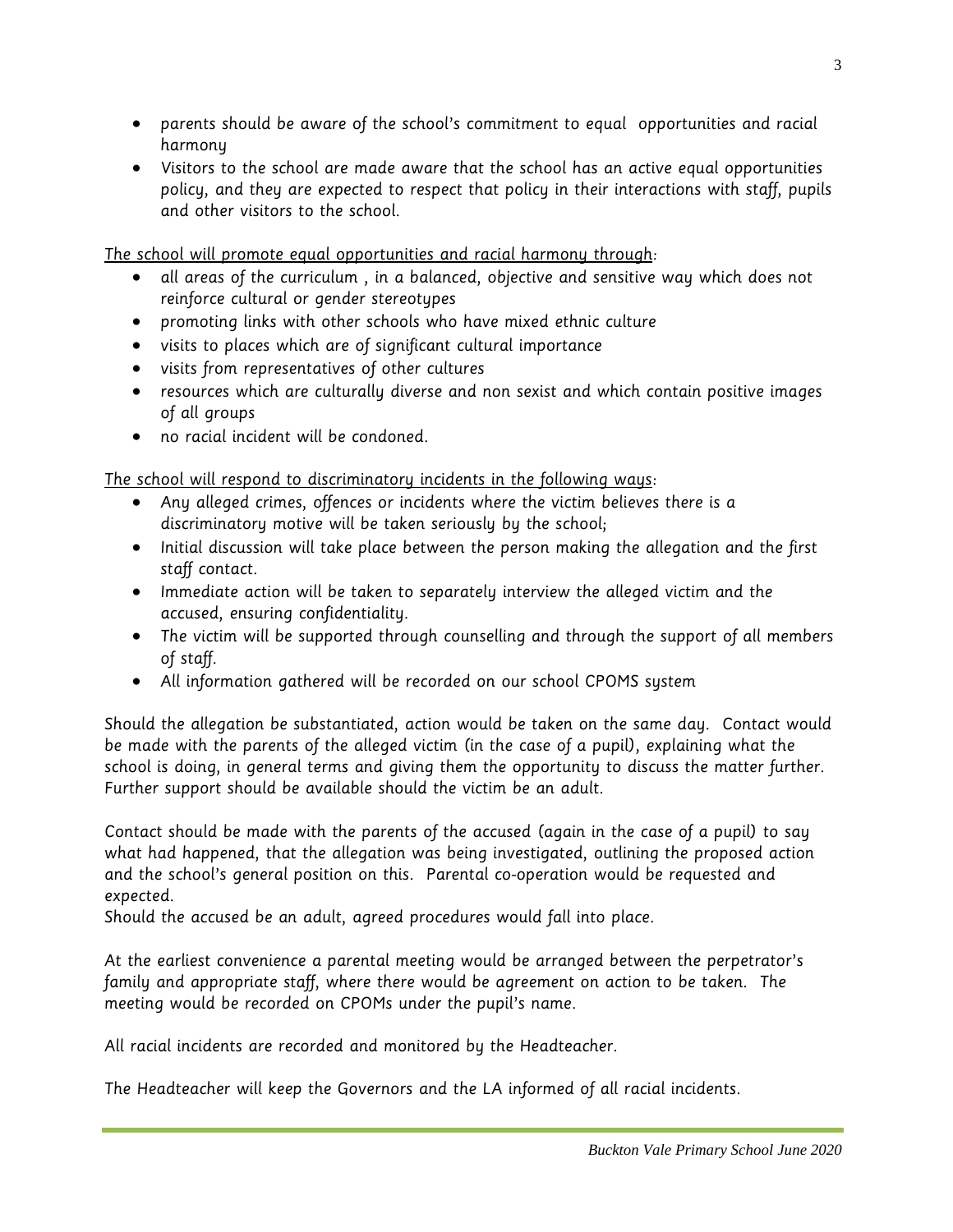- parents should be aware of the school's commitment to equal opportunities and racial harmony
- Visitors to the school are made aware that the school has an active equal opportunities policy, and they are expected to respect that policy in their interactions with staff, pupils and other visitors to the school.

The school will promote equal opportunities and racial harmony through:

- all areas of the curriculum , in a balanced, objective and sensitive way which does not reinforce cultural or gender stereotypes
- promoting links with other schools who have mixed ethnic culture
- visits to places which are of significant cultural importance
- visits from representatives of other cultures
- resources which are culturally diverse and non sexist and which contain positive images of all groups
- no racial incident will be condoned.

The school will respond to discriminatory incidents in the following ways:

- Any alleged crimes, offences or incidents where the victim believes there is a discriminatory motive will be taken seriously by the school;
- Initial discussion will take place between the person making the allegation and the first staff contact.
- Immediate action will be taken to separately interview the alleged victim and the accused, ensuring confidentiality.
- The victim will be supported through counselling and through the support of all members of staff.
- All information gathered will be recorded on our school CPOMS system

Should the allegation be substantiated, action would be taken on the same day. Contact would be made with the parents of the alleged victim (in the case of a pupil), explaining what the school is doing, in general terms and giving them the opportunity to discuss the matter further. Further support should be available should the victim be an adult.

Contact should be made with the parents of the accused (again in the case of a pupil) to say what had happened, that the allegation was being investigated, outlining the proposed action and the school's general position on this. Parental co-operation would be requested and expected.
Should the accused be an adult, agreed procedures would fall into place.

At the earliest convenience a parental meeting would be arranged between the perpetrator's family and appropriate staff, where there would be agreement on action to be taken. The meeting would be recorded on CPOMs under the pupil's name.

All racial incidents are recorded and monitored by the Headteacher.

The Headteacher will keep the Governors and the LA informed of all racial incidents.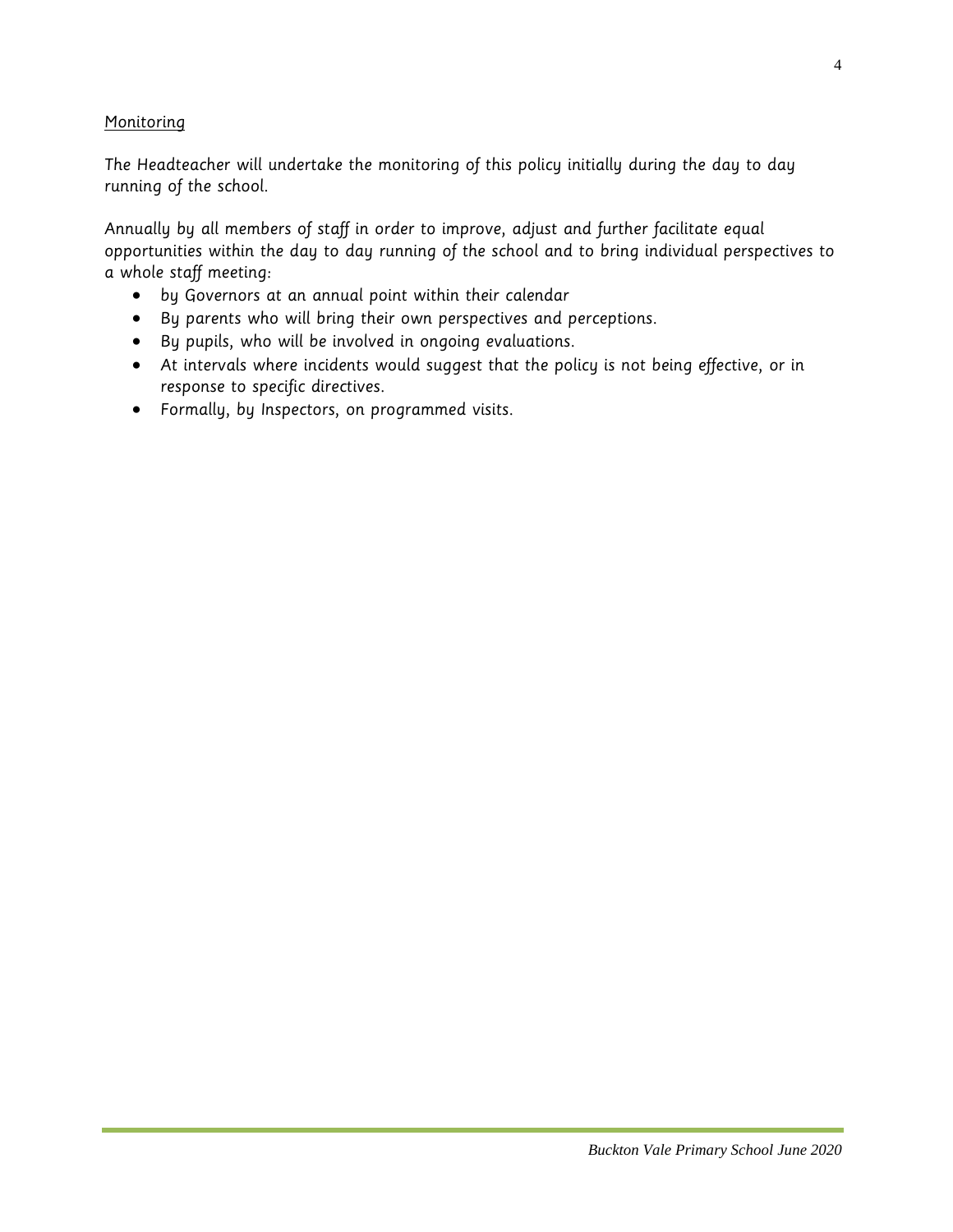## Monitoring

The Headteacher will undertake the monitoring of this policy initially during the day to day running of the school.

Annually by all members of staff in order to improve, adjust and further facilitate equal opportunities within the day to day running of the school and to bring individual perspectives to a whole staff meeting:

- by Governors at an annual point within their calendar
- By parents who will bring their own perspectives and perceptions.
- By pupils, who will be involved in ongoing evaluations.
- At intervals where incidents would suggest that the policy is not being effective, or in response to specific directives.
- Formally, by Inspectors, on programmed visits.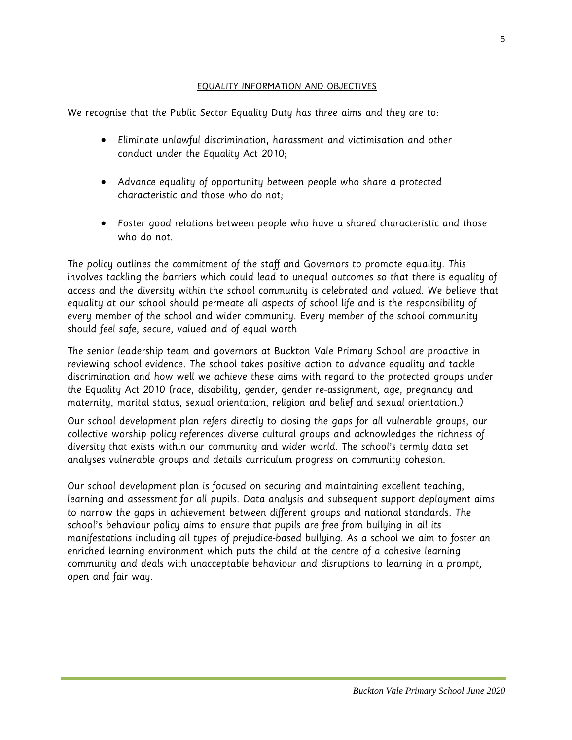## EQUALITY INFORMATION AND OBJECTIVES

We recognise that the Public Sector Equality Duty has three aims and they are to:

- Eliminate unlawful discrimination, harassment and victimisation and other conduct under the Equality Act 2010;
- Advance equality of opportunity between people who share a protected characteristic and those who do not;
- Foster good relations between people who have a shared characteristic and those who do not.

The policy outlines the commitment of the staff and Governors to promote equality. This involves tackling the barriers which could lead to unequal outcomes so that there is equality of access and the diversity within the school community is celebrated and valued. We believe that equality at our school should permeate all aspects of school life and is the responsibility of every member of the school and wider community. Every member of the school community should feel safe, secure, valued and of equal worth

The senior leadership team and governors at Buckton Vale Primary School are proactive in reviewing school evidence. The school takes positive action to advance equality and tackle discrimination and how well we achieve these aims with regard to the protected groups under the Equality Act 2010 (race, disability, gender, gender re-assignment, age, pregnancy and maternity, marital status, sexual orientation, religion and belief and sexual orientation.)

Our school development plan refers directly to closing the gaps for all vulnerable groups, our collective worship policy references diverse cultural groups and acknowledges the richness of diversity that exists within our community and wider world. The school's termly data set analyses vulnerable groups and details curriculum progress on community cohesion.

Our school development plan is focused on securing and maintaining excellent teaching, learning and assessment for all pupils. Data analysis and subsequent support deployment aims to narrow the gaps in achievement between different groups and national standards. The school's behaviour policy aims to ensure that pupils are free from bullying in all its manifestations including all types of prejudice-based bullying. As a school we aim to foster an enriched learning environment which puts the child at the centre of a cohesive learning community and deals with unacceptable behaviour and disruptions to learning in a prompt, open and fair way.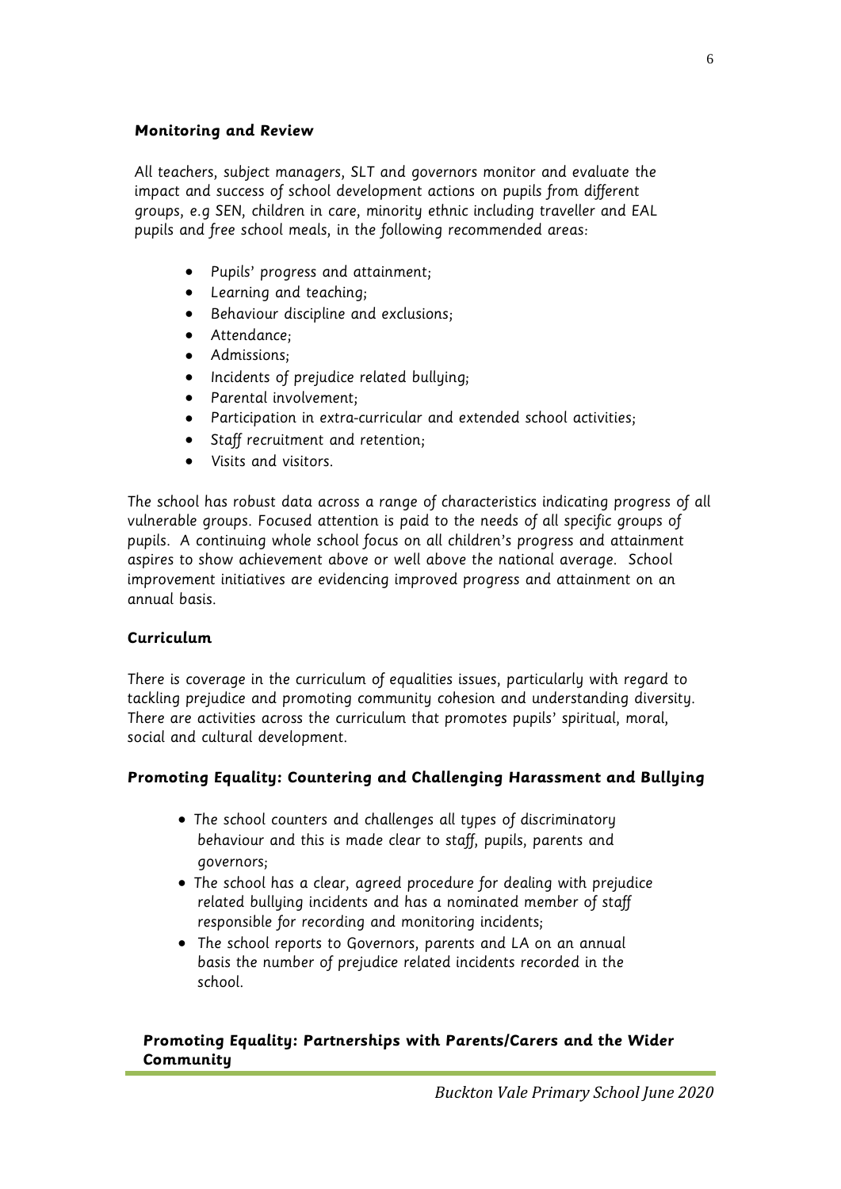### Monitoring and Review

All teachers, subject managers, SLT and governors monitor and evaluate the impact and success of school development actions on pupils from different groups, e.g SEN, children in care, minority ethnic including traveller and EAL pupils and free school meals, in the following recommended areas:

- Pupils' progress and attainment;
- Learning and teaching;
- Behaviour discipline and exclusions;
- Attendance;
- Admissions;
- Incidents of prejudice related bullying;
- Parental involvement;
- Participation in extra-curricular and extended school activities;
- Staff recruitment and retention;
- Visits and visitors.

The school has robust data across a range of characteristics indicating progress of all vulnerable groups. Focused attention is paid to the needs of all specific groups of pupils. A continuing whole school focus on all children's progress and attainment aspires to show achievement above or well above the national average. School improvement initiatives are evidencing improved progress and attainment on an annual basis.

### Curriculum

There is coverage in the curriculum of equalities issues, particularly with regard to tackling prejudice and promoting community cohesion and understanding diversity. There are activities across the curriculum that promotes pupils' spiritual, moral, social and cultural development.

### Promoting Equality: Countering and Challenging Harassment and Bullying

- The school counters and challenges all types of discriminatory behaviour and this is made clear to staff, pupils, parents and governors;
- The school has a clear, agreed procedure for dealing with prejudice related bullying incidents and has a nominated member of staff responsible for recording and monitoring incidents;
- The school reports to Governors, parents and LA on an annual basis the number of prejudice related incidents recorded in the school.

### Promoting Equality: Partnerships with Parents/Carers and the Wider Community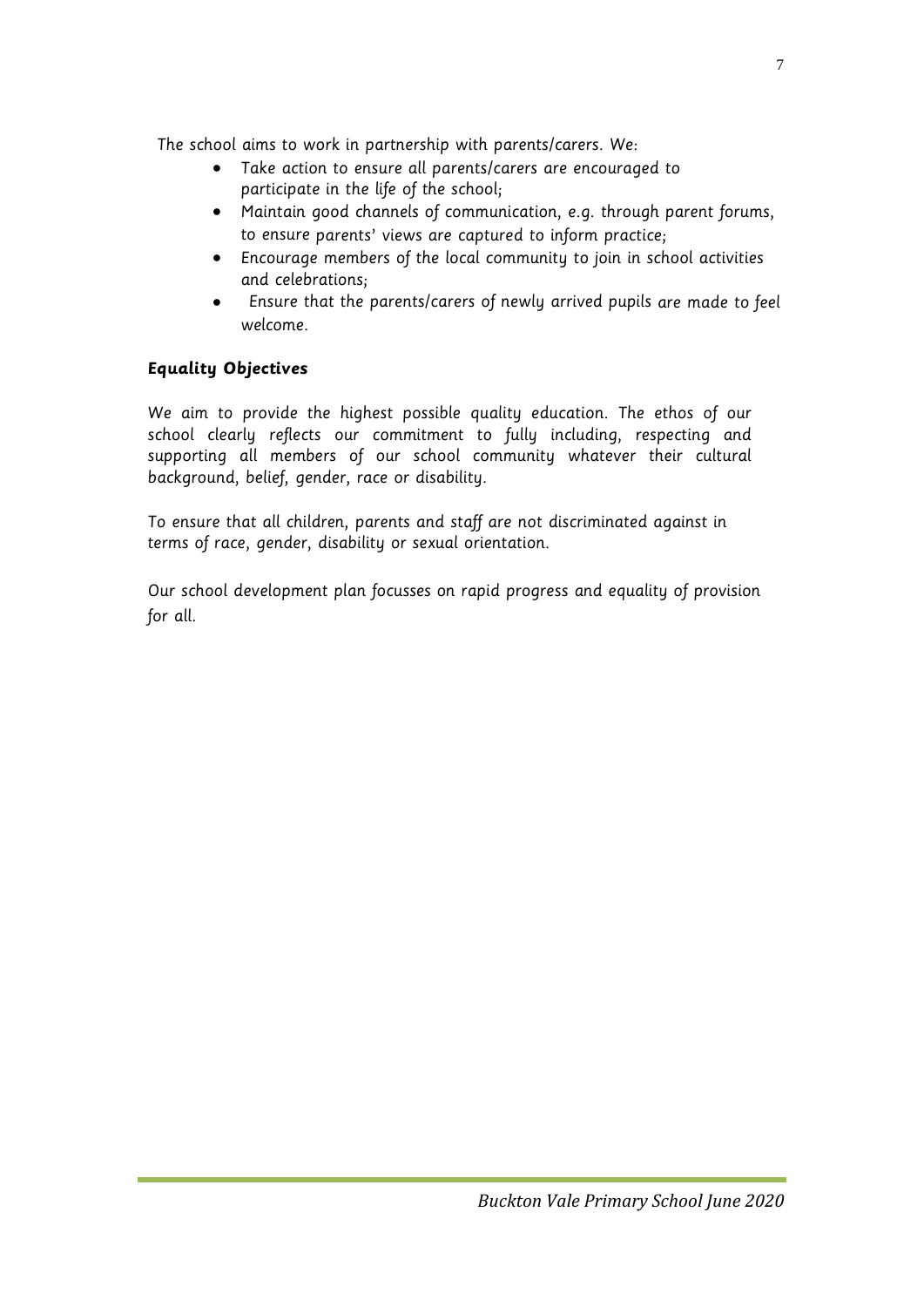The school aims to work in partnership with parents/carers. We:

- Take action to ensure all parents/carers are encouraged to participate in the life of the school;
- Maintain good channels of communication, e.g. through parent forums, to ensure parents' views are captured to inform practice;
- Encourage members of the local community to join in school activities and celebrations;
- Ensure that the parents/carers of newly arrived pupils are made to feel welcome.

**Equality Objectives**

We aim to provide the highest possible quality education. The ethos of our school clearly reflects our commitment to fully including, respecting and supporting all members of our school community whatever their cultural background, belief, gender, race or disability.

To ensure that all children, parents and staff are not discriminated against in terms of race, gender, disability or sexual orientation.

Our school development plan focusses on rapid progress and equality of provision for all.